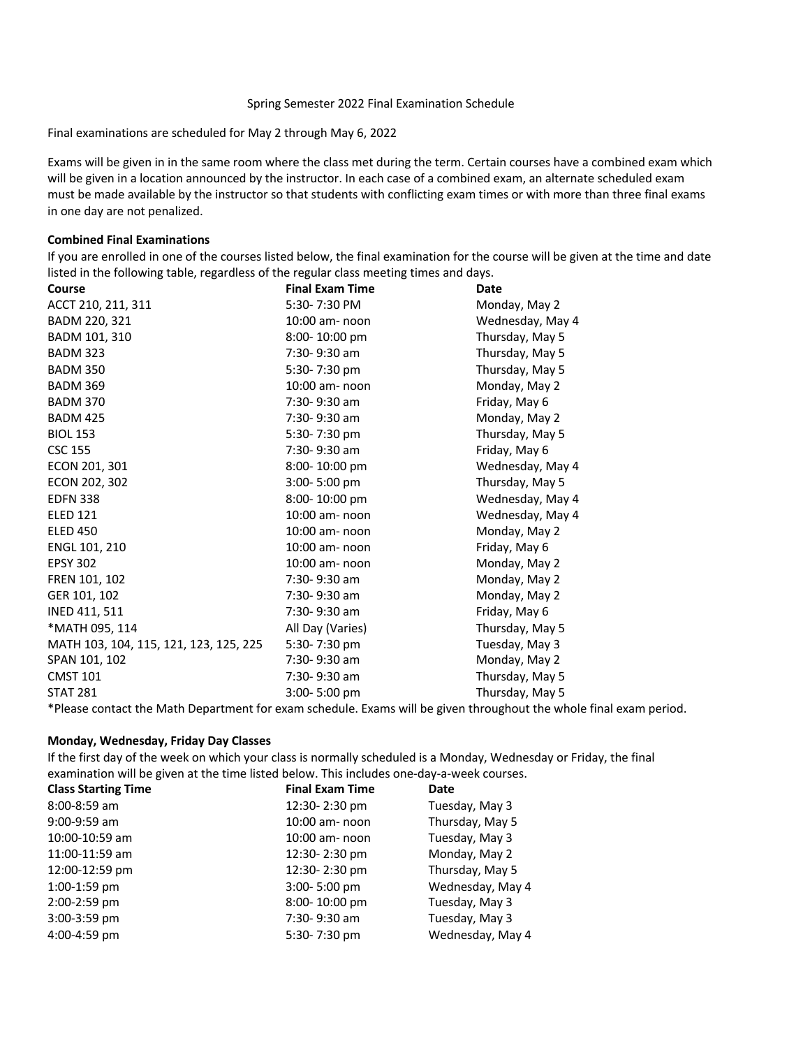Spring Semester 2022 Final Examination Schedule

Final examinations are scheduled for May 2 through May 6, 2022

Exams will be given in in the same room where the class met during the term. Certain courses have a combined exam which will be given in a location announced by the instructor. In each case of a combined exam, an alternate scheduled exam must be made available by the instructor so that students with conflicting exam times or with more than three final exams in one day are not penalized.

**Combined Final Examinations**

If you are enrolled in one of the courses listed below, the final examination for the course will be given at the time and date listed in the following table, regardless of the regular class meeting times and days.

| Course | Final Exam Time | Date |
|---|---|---|
| ACCT 210, 211, 311 | 5:30- 7:30 PM | Monday, May 2 |
| BADM 220, 321 | 10:00 am- noon | Wednesday, May 4 |
| BADM 101, 310 | 8:00- 10:00 pm | Thursday, May 5 |
| BADM 323 | 7:30- 9:30 am | Thursday, May 5 |
| BADM 350 | 5:30- 7:30 pm | Thursday, May 5 |
| BADM 369 | 10:00 am- noon | Monday, May 2 |
| BADM 370 | 7:30- 9:30 am | Friday, May 6 |
| BADM 425 | 7:30- 9:30 am | Monday, May 2 |
| BIOL 153 | 5:30- 7:30 pm | Thursday, May 5 |
| CSC 155 | 7:30- 9:30 am | Friday, May 6 |
| ECON 201, 301 | 8:00- 10:00 pm | Wednesday, May 4 |
| ECON 202, 302 | 3:00- 5:00 pm | Thursday, May 5 |
| EDFN 338 | 8:00- 10:00 pm | Wednesday, May 4 |
| ELED 121 | 10:00 am- noon | Wednesday, May 4 |
| ELED 450 | 10:00 am- noon | Monday, May 2 |
| ENGL 101, 210 | 10:00 am- noon | Friday, May 6 |
| EPSY 302 | 10:00 am- noon | Monday, May 2 |
| FREN 101, 102 | 7:30- 9:30 am | Monday, May 2 |
| GER 101, 102 | 7:30- 9:30 am | Monday, May 2 |
| INED 411, 511 | 7:30- 9:30 am | Friday, May 6 |
| *MATH 095, 114 | All Day (Varies) | Thursday, May 5 |
| MATH 103, 104, 115, 121, 123, 125, 225 | 5:30- 7:30 pm | Tuesday, May 3 |
| SPAN 101, 102 | 7:30- 9:30 am | Monday, May 2 |
| CMST 101 | 7:30- 9:30 am | Thursday, May 5 |
| STAT 281 | 3:00- 5:00 pm | Thursday, May 5 |

*Please contact the Math Department for exam schedule. Exams will be given throughout the whole final exam period.

**Monday, Wednesday, Friday Day Classes**

If the first day of the week on which your class is normally scheduled is a Monday, Wednesday or Friday, the final examination will be given at the time listed below. This includes one-day-a-week courses.

| Class Starting Time | Final Exam Time | Date |
|---|---|---|
| 8:00-8:59 am | 12:30- 2:30 pm | Tuesday, May 3 |
| 9:00-9:59 am | 10:00 am- noon | Thursday, May 5 |
| 10:00-10:59 am | 10:00 am- noon | Tuesday, May 3 |
| 11:00-11:59 am | 12:30- 2:30 pm | Monday, May 2 |
| 12:00-12:59 pm | 12:30- 2:30 pm | Thursday, May 5 |
| 1:00-1:59 pm | 3:00- 5:00 pm | Wednesday, May 4 |
| 2:00-2:59 pm | 8:00- 10:00 pm | Tuesday, May 3 |
| 3:00-3:59 pm | 7:30- 9:30 am | Tuesday, May 3 |
| 4:00-4:59 pm | 5:30- 7:30 pm | Wednesday, May 4 |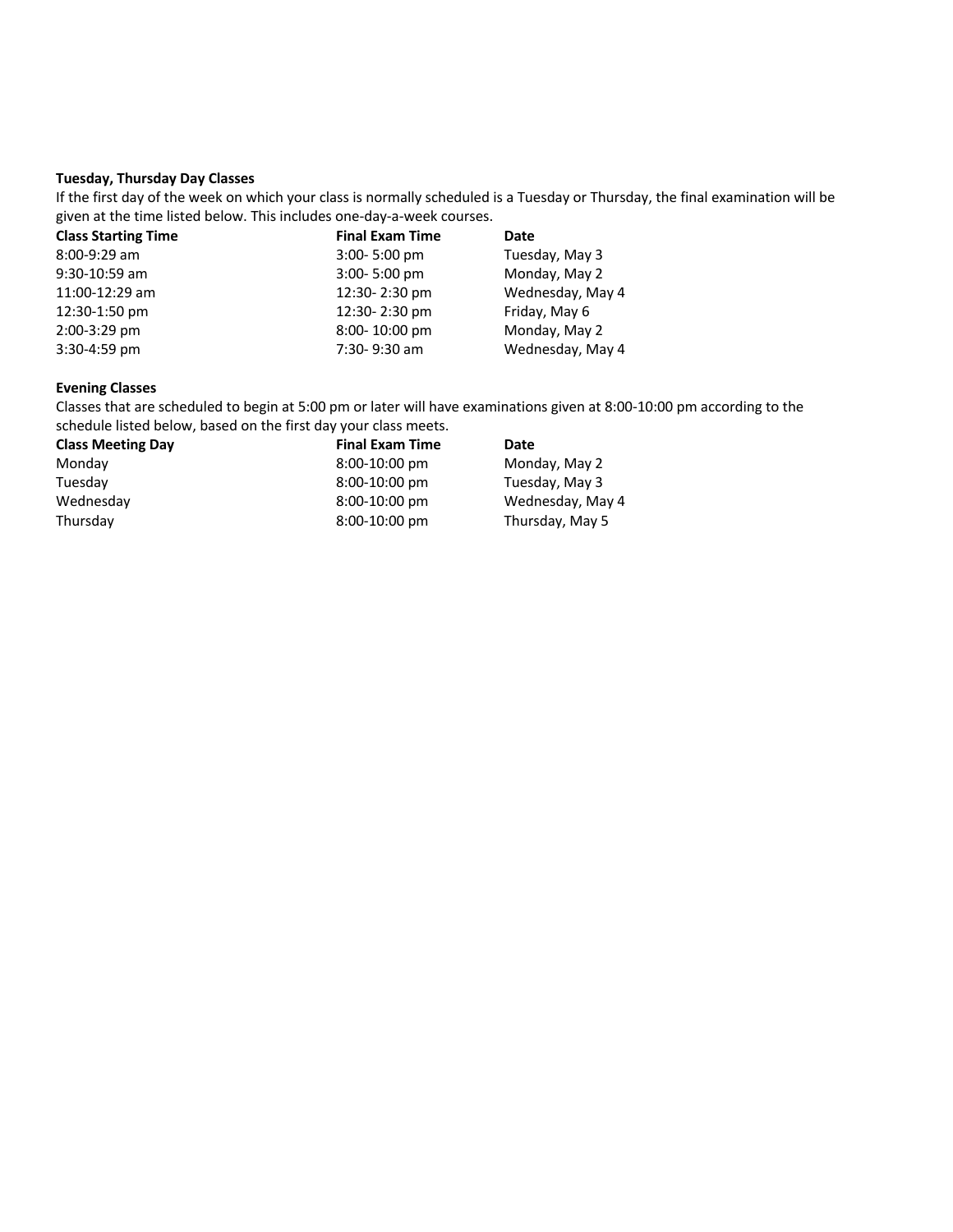**Tuesday, Thursday Day Classes**

If the first day of the week on which your class is normally scheduled is a Tuesday or Thursday, the final examination will be given at the time listed below. This includes one-day-a-week courses.

| Class Starting Time | Final Exam Time | Date |
| --- | --- | --- |
| 8:00-9:29 am | 3:00- 5:00 pm | Tuesday, May 3 |
| 9:30-10:59 am | 3:00- 5:00 pm | Monday, May 2 |
| 11:00-12:29 am | 12:30- 2:30 pm | Wednesday, May 4 |
| 12:30-1:50 pm | 12:30- 2:30 pm | Friday, May 6 |
| 2:00-3:29 pm | 8:00- 10:00 pm | Monday, May 2 |
| 3:30-4:59 pm | 7:30- 9:30 am | Wednesday, May 4 |

**Evening Classes**

Classes that are scheduled to begin at 5:00 pm or later will have examinations given at 8:00-10:00 pm according to the schedule listed below, based on the first day your class meets.

| Class Meeting Day | Final Exam Time | Date |
| --- | --- | --- |
| Monday | 8:00-10:00 pm | Monday, May 2 |
| Tuesday | 8:00-10:00 pm | Tuesday, May 3 |
| Wednesday | 8:00-10:00 pm | Wednesday, May 4 |
| Thursday | 8:00-10:00 pm | Thursday, May 5 |